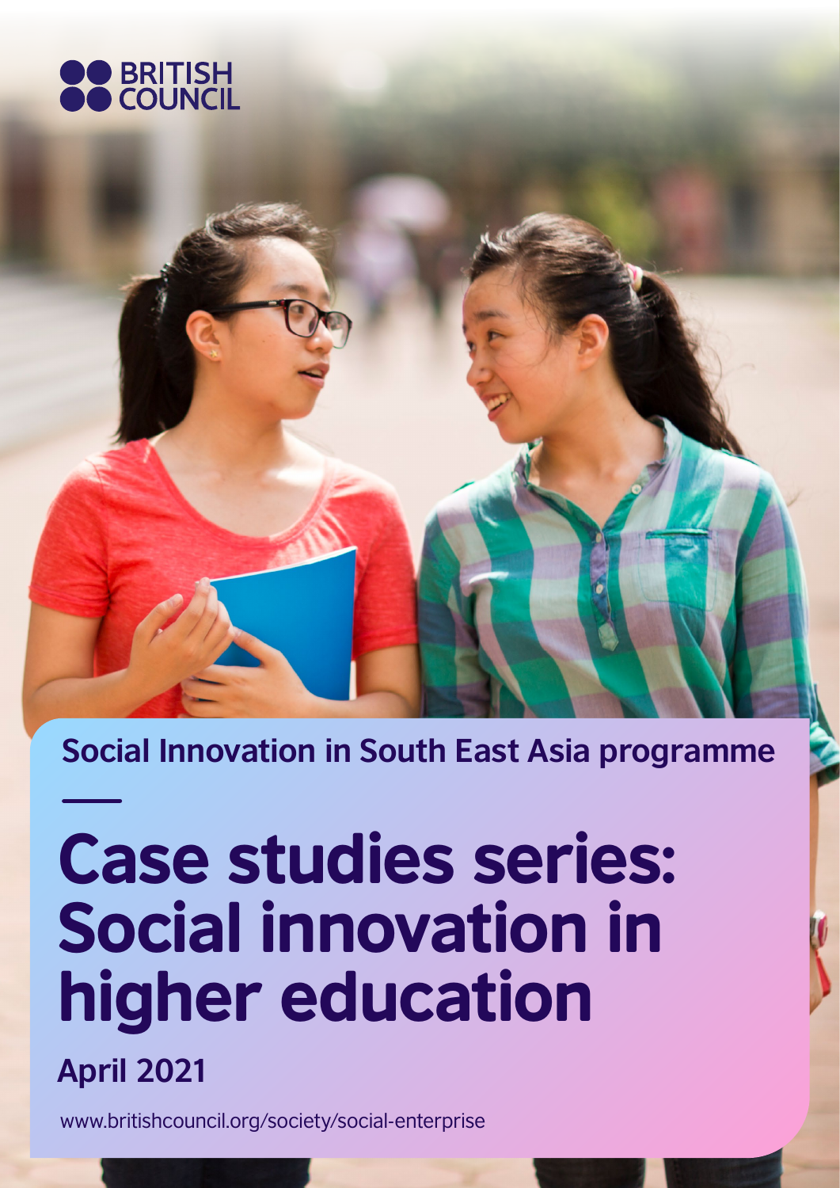BRITISH COUNCIL

**Social Innovation in South East Asia programme**

# Case studies series: Social innovation in higher education

**April 2021**

www.britishcouncil.org/society/social-enterprise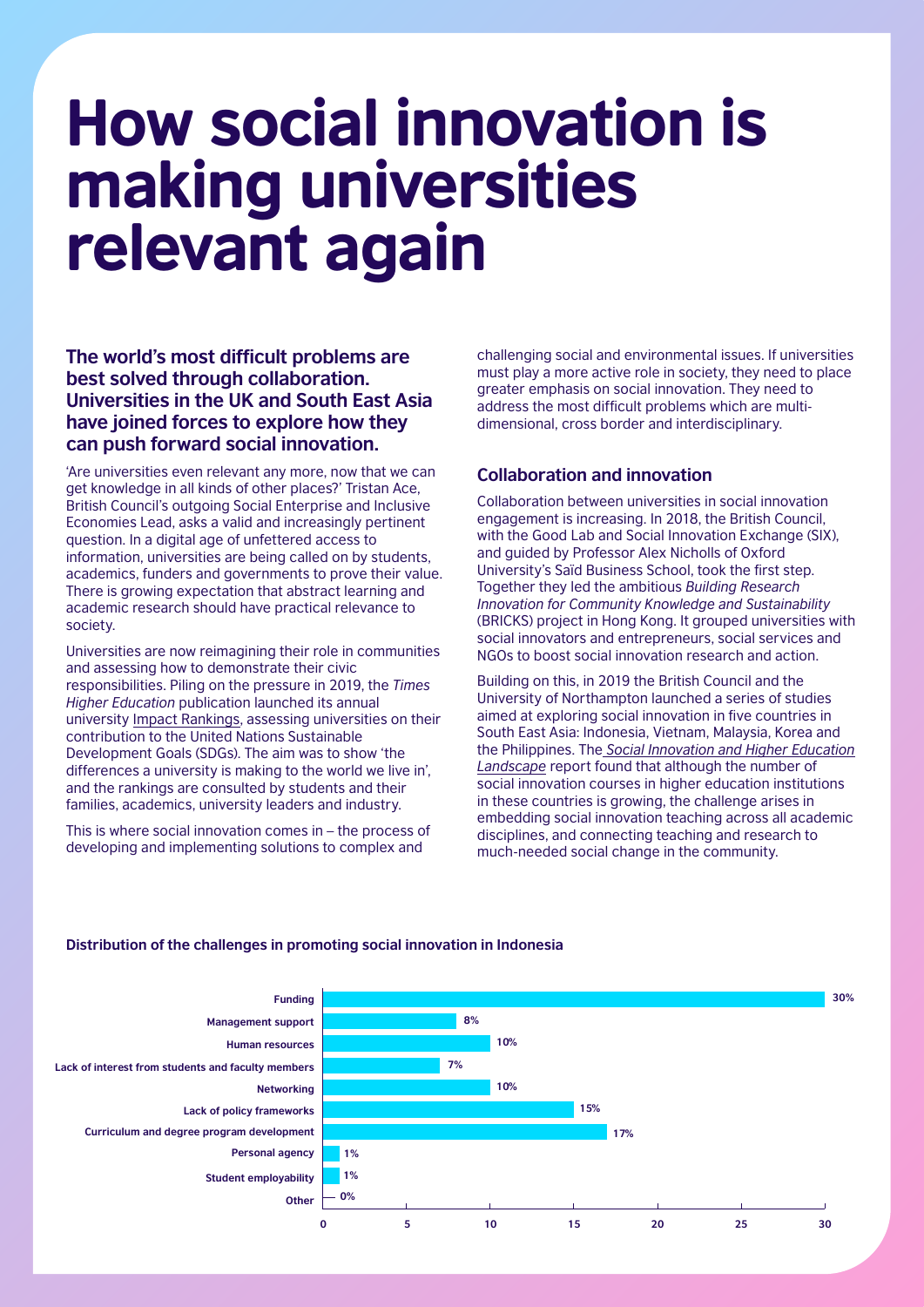# How social innovation is making universities relevant again

**The world's most difficult problems are best solved through collaboration. Universities in the UK and South East Asia have joined forces to explore how they can push forward social innovation.**

'Are universities even relevant any more, now that we can get knowledge in all kinds of other places?' Tristan Ace, British Council's outgoing Social Enterprise and Inclusive Economies Lead, asks a valid and increasingly pertinent question. In a digital age of unfettered access to information, universities are being called on by students, academics, funders and governments to prove their value. There is growing expectation that abstract learning and academic research should have practical relevance to society.

Universities are now reimagining their role in communities and assessing how to demonstrate their civic responsibilities. Piling on the pressure in 2019, the *Times Higher Education* publication launched its annual university Impact Rankings, assessing universities on their contribution to the United Nations Sustainable Development Goals (SDGs). The aim was to show 'the differences a university is making to the world we live in', and the rankings are consulted by students and their families, academics, university leaders and industry.

This is where social innovation comes in – the process of developing and implementing solutions to complex and challenging social and environmental issues. If universities must play a more active role in society, they need to place greater emphasis on social innovation. They need to address the most difficult problems which are multi-dimensional, cross border and interdisciplinary.

## Collaboration and innovation

Collaboration between universities in social innovation engagement is increasing. In 2018, the British Council, with the Good Lab and Social Innovation Exchange (SIX), and guided by Professor Alex Nicholls of Oxford University's Saïd Business School, took the first step. Together they led the ambitious *Building Research Innovation for Community Knowledge and Sustainability* (BRICKS) project in Hong Kong. It grouped universities with social innovators and entrepreneurs, social services and NGOs to boost social innovation research and action.

Building on this, in 2019 the British Council and the University of Northampton launched a series of studies aimed at exploring social innovation in five countries in South East Asia: Indonesia, Vietnam, Malaysia, Korea and the Philippines. The *Social Innovation and Higher Education Landscape* report found that although the number of social innovation courses in higher education institutions in these countries is growing, the challenge arises in embedding social innovation teaching across all academic disciplines, and connecting teaching and research to much-needed social change in the community.

**Distribution of the challenges in promoting social innovation in Indonesia**

| Challenge | Percentage |
|---|---|
| Funding | 30% |
| Management support | 8% |
| Human resources | 10% |
| Lack of interest from students and faculty members | 7% |
| Networking | 10% |
| Lack of policy frameworks | 15% |
| Curriculum and degree program development | 17% |
| Personal agency | 1% |
| Student employability | 1% |
| Other | 0% |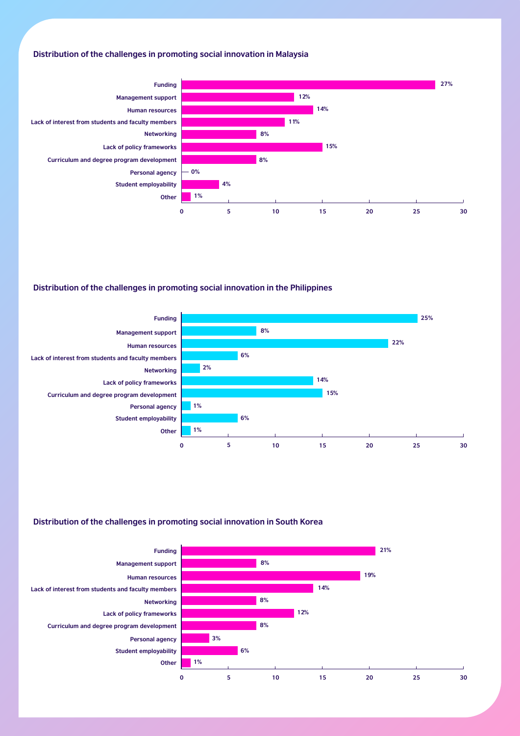### Distribution of the challenges in promoting social innovation in Malaysia

| Challenge | Percentage |
| --- | --- |
| Funding | 27% |
| Management support | 12% |
| Human resources | 14% |
| Lack of interest from students and faculty members | 11% |
| Networking | 8% |
| Lack of policy frameworks | 15% |
| Curriculum and degree program development | 8% |
| Personal agency | 0% |
| Student employability | 4% |
| Other | 1% |

### Distribution of the challenges in promoting social innovation in the Philippines

| Challenge | Percentage |
| --- | --- |
| Funding | 25% |
| Management support | 8% |
| Human resources | 22% |
| Lack of interest from students and faculty members | 6% |
| Networking | 2% |
| Lack of policy frameworks | 14% |
| Curriculum and degree program development | 15% |
| Personal agency | 1% |
| Student employability | 6% |
| Other | 1% |

### Distribution of the challenges in promoting social innovation in South Korea

| Challenge | Percentage |
| --- | --- |
| Funding | 21% |
| Management support | 8% |
| Human resources | 19% |
| Lack of interest from students and faculty members | 14% |
| Networking | 8% |
| Lack of policy frameworks | 12% |
| Curriculum and degree program development | 8% |
| Personal agency | 3% |
| Student employability | 6% |
| Other | 1% |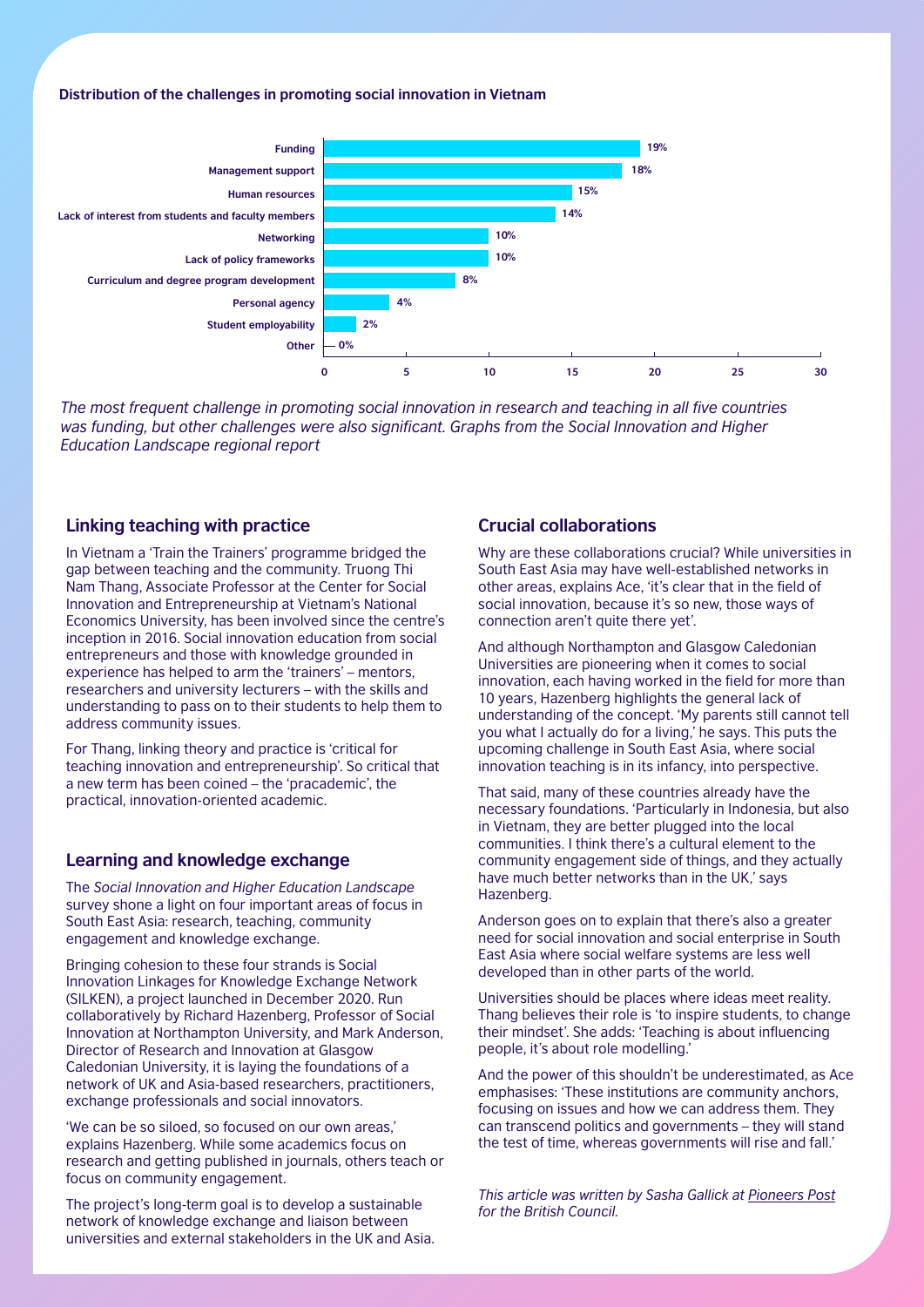**Distribution of the challenges in promoting social innovation in Vietnam**

Funding 19%
Management support 18%
Human resources 15%
Lack of interest from students and faculty members 14%
Networking 10%
Lack of policy frameworks 10%
Curriculum and degree program development 8%
Personal agency 4%
Student employability 2%
Other 0%

0 5 10 15 20 25 30

*The most frequent challenge in promoting social innovation in research and teaching in all five countries was funding, but other challenges were also significant. Graphs from the Social Innovation and Higher Education Landscape regional report*

## Linking teaching with practice

In Vietnam a 'Train the Trainers' programme bridged the gap between teaching and the community. Truong Thi Nam Thang, Associate Professor at the Center for Social Innovation and Entrepreneurship at Vietnam's National Economics University, has been involved since the centre's inception in 2016. Social innovation education from social entrepreneurs and those with knowledge grounded in experience has helped to arm the 'trainers' – mentors, researchers and university lecturers – with the skills and understanding to pass on to their students to help them to address community issues.

For Thang, linking theory and practice is 'critical for teaching innovation and entrepreneurship'. So critical that a new term has been coined – the 'pracademic', the practical, innovation-oriented academic.

## Learning and knowledge exchange

The *Social Innovation and Higher Education Landscape* survey shone a light on four important areas of focus in South East Asia: research, teaching, community engagement and knowledge exchange.

Bringing cohesion to these four strands is Social Innovation Linkages for Knowledge Exchange Network (SILKEN), a project launched in December 2020. Run collaboratively by Richard Hazenberg, Professor of Social Innovation at Northampton University, and Mark Anderson, Director of Research and Innovation at Glasgow Caledonian University, it is laying the foundations of a network of UK and Asia-based researchers, practitioners, exchange professionals and social innovators.

'We can be so siloed, so focused on our own areas,' explains Hazenberg. While some academics focus on research and getting published in journals, others teach or focus on community engagement.

The project's long-term goal is to develop a sustainable network of knowledge exchange and liaison between universities and external stakeholders in the UK and Asia.

## Crucial collaborations

Why are these collaborations crucial? While universities in South East Asia may have well-established networks in other areas, explains Ace, 'it's clear that in the field of social innovation, because it's so new, those ways of connection aren't quite there yet'.

And although Northampton and Glasgow Caledonian Universities are pioneering when it comes to social innovation, each having worked in the field for more than 10 years, Hazenberg highlights the general lack of understanding of the concept. 'My parents still cannot tell you what I actually do for a living,' he says. This puts the upcoming challenge in South East Asia, where social innovation teaching is in its infancy, into perspective.

That said, many of these countries already have the necessary foundations. 'Particularly in Indonesia, but also in Vietnam, they are better plugged into the local communities. I think there's a cultural element to the community engagement side of things, and they actually have much better networks than in the UK,' says Hazenberg.

Anderson goes on to explain that there's also a greater need for social innovation and social enterprise in South East Asia where social welfare systems are less well developed than in other parts of the world.

Universities should be places where ideas meet reality. Thang believes their role is 'to inspire students, to change their mindset'. She adds: 'Teaching is about influencing people, it's about role modelling.'

And the power of this shouldn't be underestimated, as Ace emphasises: 'These institutions are community anchors, focusing on issues and how we can address them. They can transcend politics and governments – they will stand the test of time, whereas governments will rise and fall.'

*This article was written by Sasha Gallick at Pioneers Post for the British Council.*